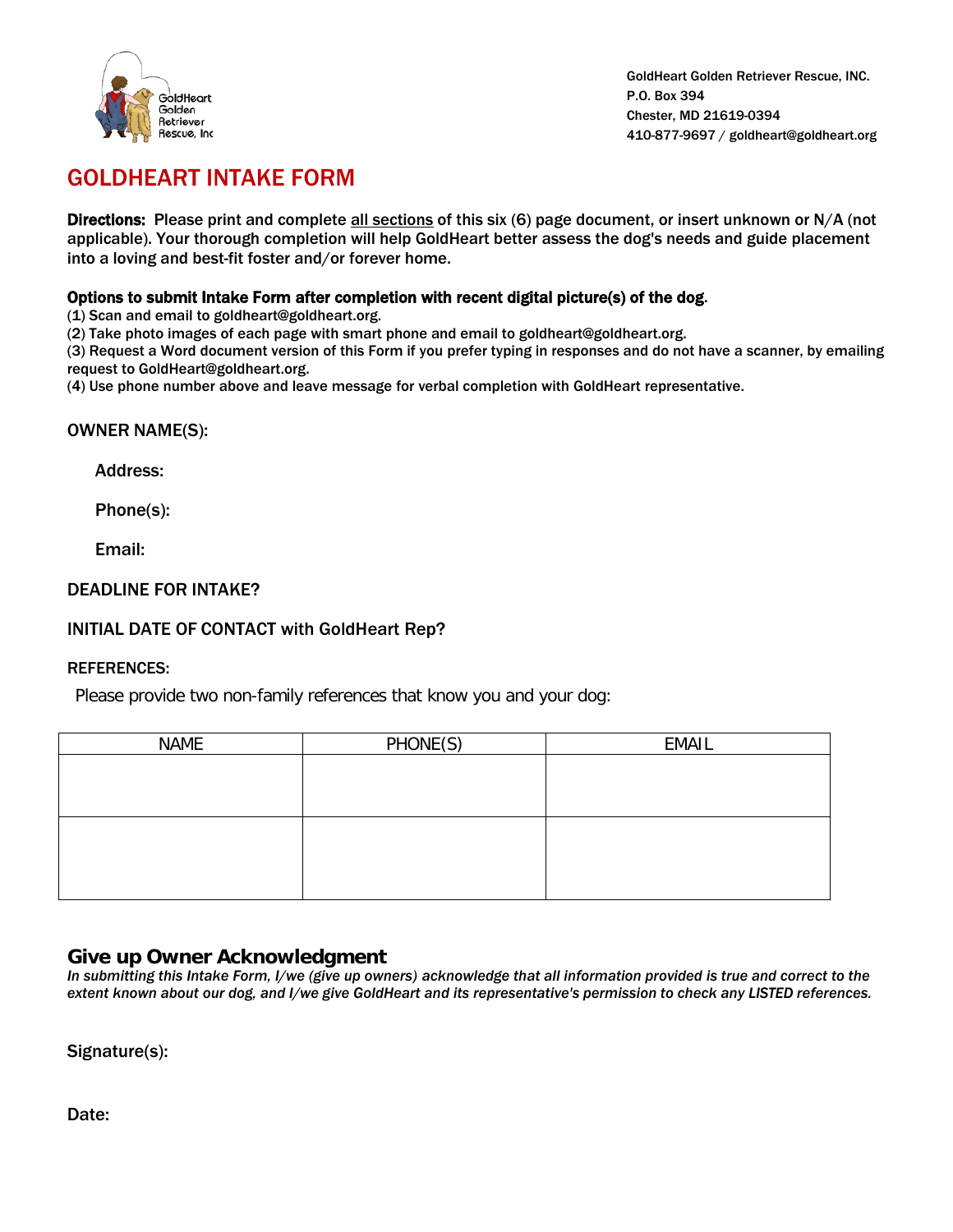GoldHeart Golden Retriever Rescue, INC.
P.O. Box 394
Chester, MD 21619-0394
410-877-9697 / goldheart@goldheart.org

# GOLDHEART INTAKE FORM

**Directions:** Please print and complete all sections of this six (6) page document, or insert unknown or N/A (not applicable). Your thorough completion will help GoldHeart better assess the dog's needs and guide placement into a loving and best-fit foster and/or forever home.

**Options to submit Intake Form after completion with recent digital picture(s) of the dog.**

(1) Scan and email to goldheart@goldheart.org.
(2) Take photo images of each page with smart phone and email to goldheart@goldheart.org.
(3) Request a Word document version of this Form if you prefer typing in responses and do not have a scanner, by emailing request to GoldHeart@goldheart.org.
(4) Use phone number above and leave message for verbal completion with GoldHeart representative.

OWNER NAME(S):

Address:

Phone(s):

Email:

DEADLINE FOR INTAKE?

INITIAL DATE OF CONTACT with GoldHeart Rep?

REFERENCES:

Please provide two non-family references that know you and your dog:

| NAME | PHONE(S) | EMAIL |
|---|---|---|
| | | |
| | | |

## Give up Owner Acknowledgment

*In submitting this Intake Form, I/we (give up owners) acknowledge that all information provided is true and correct to the extent known about our dog, and I/we give GoldHeart and its representative's permission to check any LISTED references.*

Signature(s):

Date: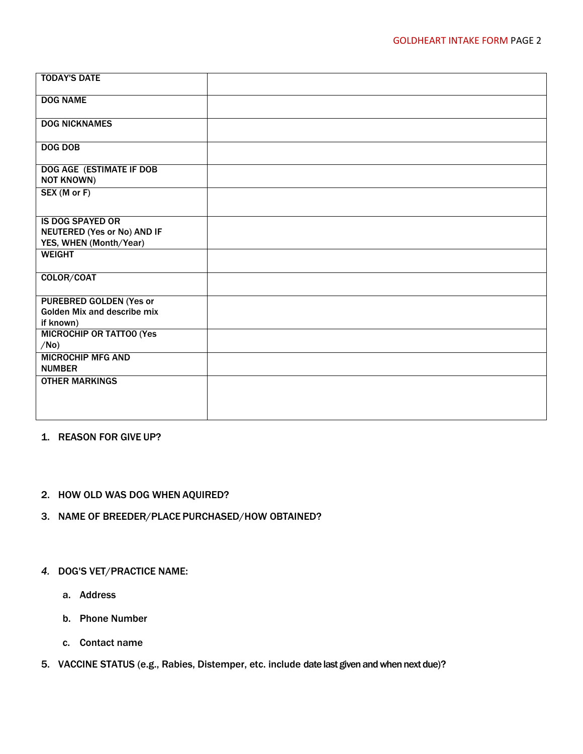| TODAY'S DATE | |
|---|---|
| DOG NAME | |
| DOG NICKNAMES | |
| DOG DOB | |
| DOG AGE (ESTIMATE IF DOB NOT KNOWN) | |
| SEX (M or F) | |
| IS DOG SPAYED OR NEUTERED (Yes or No) AND IF YES, WHEN (Month/Year) | |
| WEIGHT | |
| COLOR/COAT | |
| PUREBRED GOLDEN (Yes or Golden Mix and describe mix if known) | |
| MICROCHIP OR TATTOO (Yes /No) | |
| MICROCHIP MFG AND NUMBER | |
| OTHER MARKINGS | |

1. **REASON FOR GIVE UP?**

2. **HOW OLD WAS DOG WHEN AQUIRED?**

3. **NAME OF BREEDER/PLACE PURCHASED/HOW OBTAINED?**

4. **DOG'S VET/PRACTICE NAME:**
   a. **Address**
   b. **Phone Number**
   c. **Contact name**

5. **VACCINE STATUS (e.g., Rabies, Distemper, etc. include date last given and when next due)?**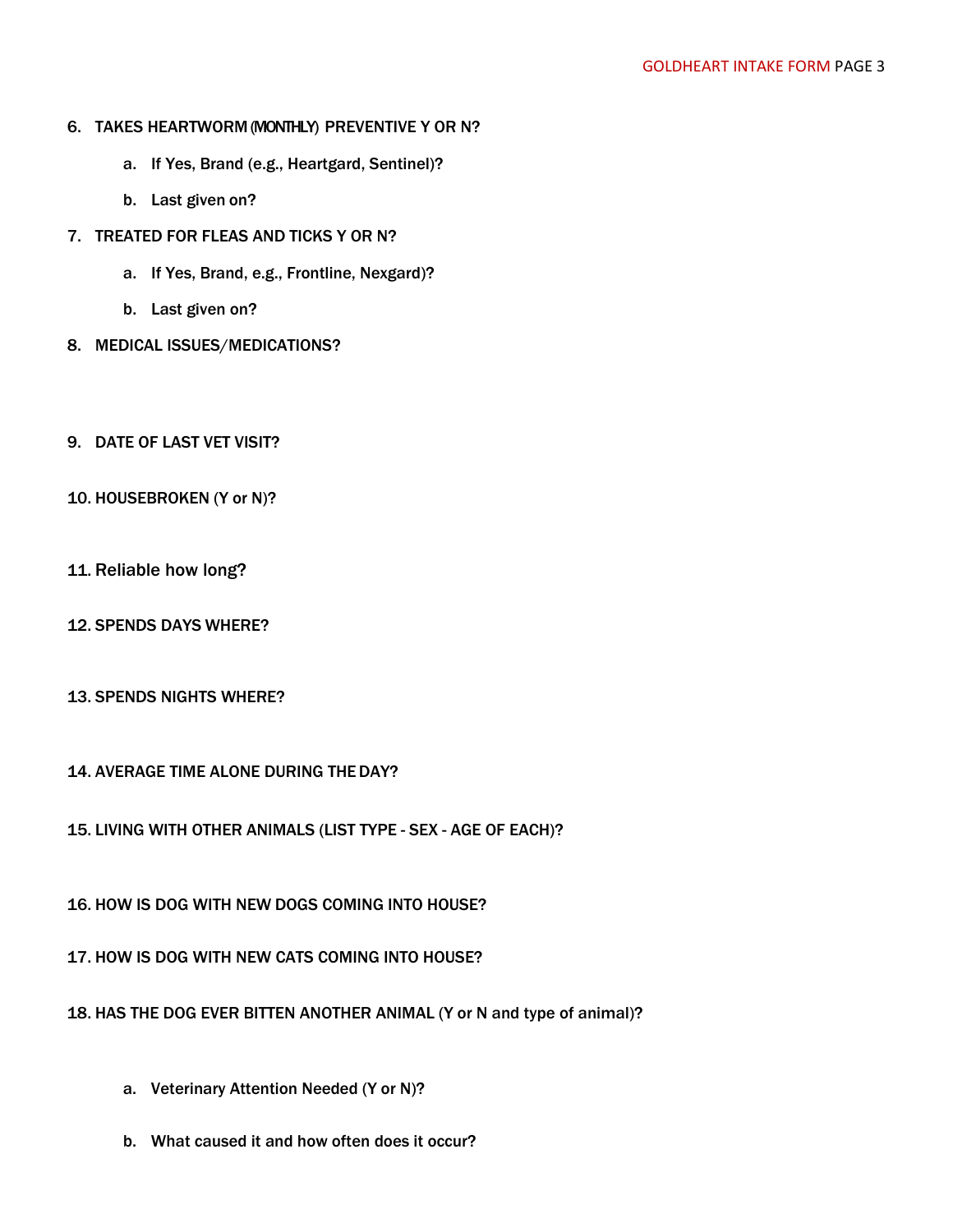6. **TAKES HEARTWORM (MONTHLY) PREVENTIVE Y OR N?**
    a. **If Yes, Brand (e.g., Heartgard, Sentinel)?**
    b. **Last given on?**
7. **TREATED FOR FLEAS AND TICKS Y OR N?**
    a. **If Yes, Brand, e.g., Frontline, Nexgard)?**
    b. **Last given on?**
8. **MEDICAL ISSUES/MEDICATIONS?**
9. **DATE OF LAST VET VISIT?**
10. **HOUSEBROKEN (Y or N)?**
11. **Reliable how long?**
12. **SPENDS DAYS WHERE?**
13. **SPENDS NIGHTS WHERE?**
14. **AVERAGE TIME ALONE DURING THE DAY?**
15. **LIVING WITH OTHER ANIMALS (LIST TYPE - SEX - AGE OF EACH)?**
16. **HOW IS DOG WITH NEW DOGS COMING INTO HOUSE?**
17. **HOW IS DOG WITH NEW CATS COMING INTO HOUSE?**
18. **HAS THE DOG EVER BITTEN ANOTHER ANIMAL (Y or N and type of animal)?**
    a. **Veterinary Attention Needed (Y or N)?**
    b. **What caused it and how often does it occur?**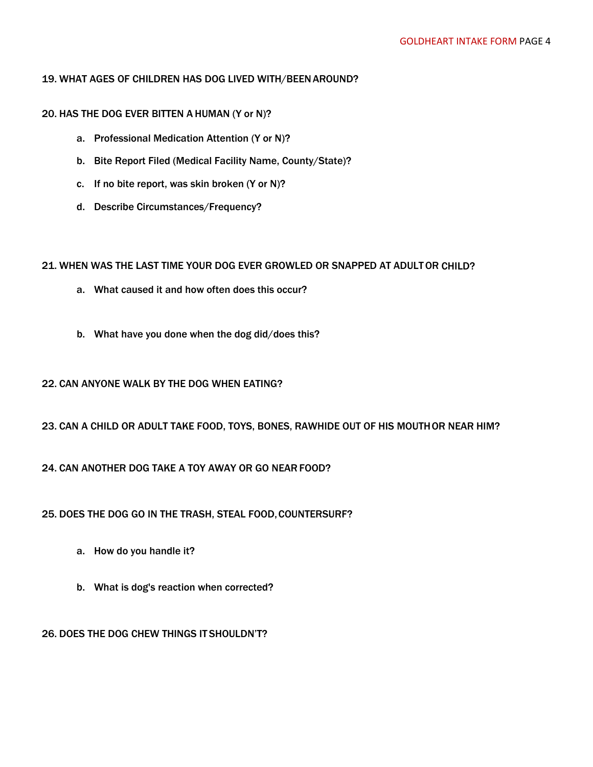**19. WHAT AGES OF CHILDREN HAS DOG LIVED WITH/BEEN AROUND?**

**20. HAS THE DOG EVER BITTEN A HUMAN (Y or N)?**

a. **Professional Medication Attention (Y or N)?**

b. **Bite Report Filed (Medical Facility Name, County/State)?**

c. **If no bite report, was skin broken (Y or N)?**

d. **Describe Circumstances/Frequency?**

**21. WHEN WAS THE LAST TIME YOUR DOG EVER GROWLED OR SNAPPED AT ADULT OR CHILD?**

a. **What caused it and how often does this occur?**

b. **What have you done when the dog did/does this?**

**22. CAN ANYONE WALK BY THE DOG WHEN EATING?**

**23. CAN A CHILD OR ADULT TAKE FOOD, TOYS, BONES, RAWHIDE OUT OF HIS MOUTH OR NEAR HIM?**

**24. CAN ANOTHER DOG TAKE A TOY AWAY OR GO NEAR FOOD?**

**25. DOES THE DOG GO IN THE TRASH, STEAL FOOD, COUNTERSURF?**

a. **How do you handle it?**

b. **What is dog's reaction when corrected?**

**26. DOES THE DOG CHEW THINGS IT SHOULDN'T?**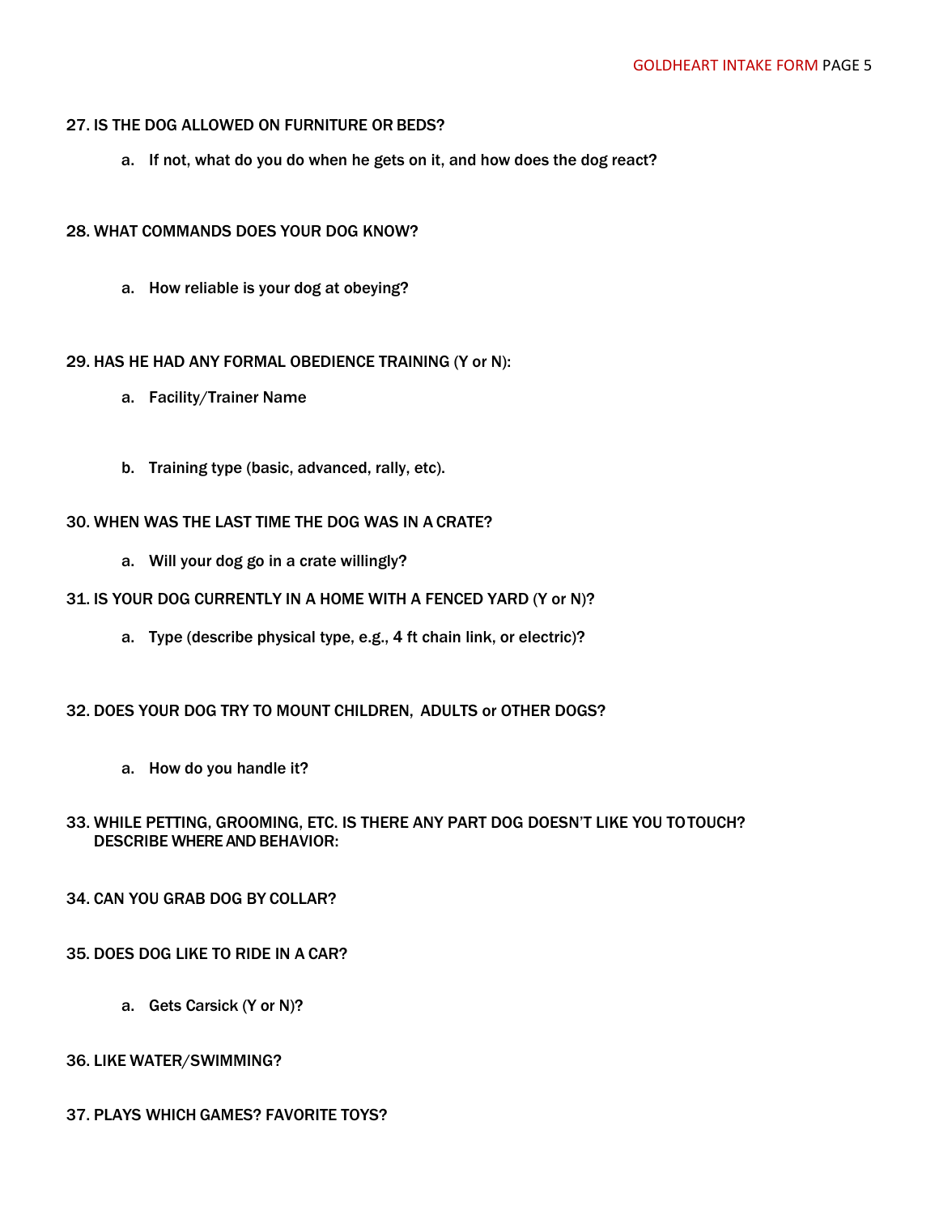27. IS THE DOG ALLOWED ON FURNITURE OR BEDS?

    a. If not, what do you do when he gets on it, and how does the dog react?

28. WHAT COMMANDS DOES YOUR DOG KNOW?

    a. How reliable is your dog at obeying?

29. HAS HE HAD ANY FORMAL OBEDIENCE TRAINING (Y or N):

    a. Facility/Trainer Name

    b. Training type (basic, advanced, rally, etc).

30. WHEN WAS THE LAST TIME THE DOG WAS IN A CRATE?

    a. Will your dog go in a crate willingly?

31. IS YOUR DOG CURRENTLY IN A HOME WITH A FENCED YARD (Y or N)?

    a. Type (describe physical type, e.g., 4 ft chain link, or electric)?

32. DOES YOUR DOG TRY TO MOUNT CHILDREN, ADULTS or OTHER DOGS?

    a. How do you handle it?

33. WHILE PETTING, GROOMING, ETC. IS THERE ANY PART DOG DOESN'T LIKE YOU TO TOUCH? DESCRIBE WHERE AND BEHAVIOR:

34. CAN YOU GRAB DOG BY COLLAR?

35. DOES DOG LIKE TO RIDE IN A CAR?

    a. Gets Carsick (Y or N)?

36. LIKE WATER/SWIMMING?

37. PLAYS WHICH GAMES? FAVORITE TOYS?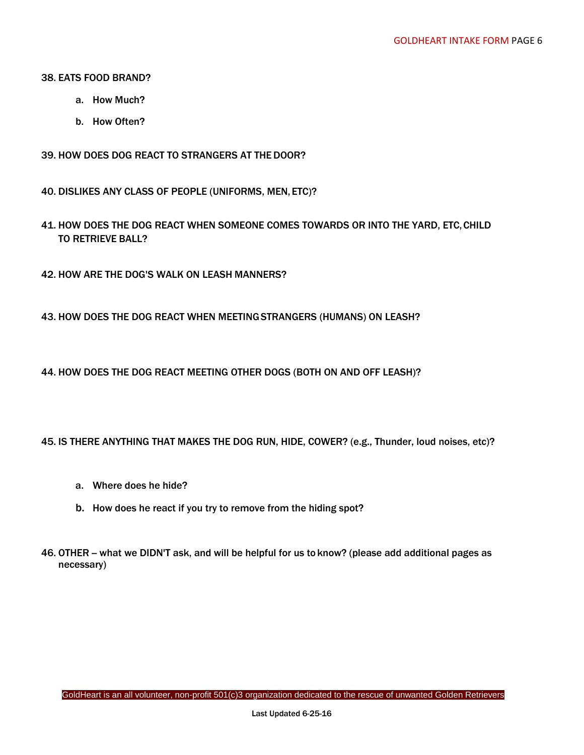38. EATS FOOD BRAND?

    a. How Much?

    b. How Often?

39. HOW DOES DOG REACT TO STRANGERS AT THE DOOR?

40. DISLIKES ANY CLASS OF PEOPLE (UNIFORMS, MEN, ETC)?

41. HOW DOES THE DOG REACT WHEN SOMEONE COMES TOWARDS OR INTO THE YARD, ETC, CHILD TO RETRIEVE BALL?

42. HOW ARE THE DOG'S WALK ON LEASH MANNERS?

43. HOW DOES THE DOG REACT WHEN MEETING STRANGERS (HUMANS) ON LEASH?

44. HOW DOES THE DOG REACT MEETING OTHER DOGS (BOTH ON AND OFF LEASH)?

45. IS THERE ANYTHING THAT MAKES THE DOG RUN, HIDE, COWER? (e.g., Thunder, loud noises, etc)?

    a. Where does he hide?

    b. How does he react if you try to remove from the hiding spot?

46. OTHER – what we DIDN'T ask, and will be helpful for us to know? (please add additional pages as necessary)

GoldHeart is an all volunteer, non-profit 501(c)3 organization dedicated to the rescue of unwanted Golden Retrievers

Last Updated 6-25-16